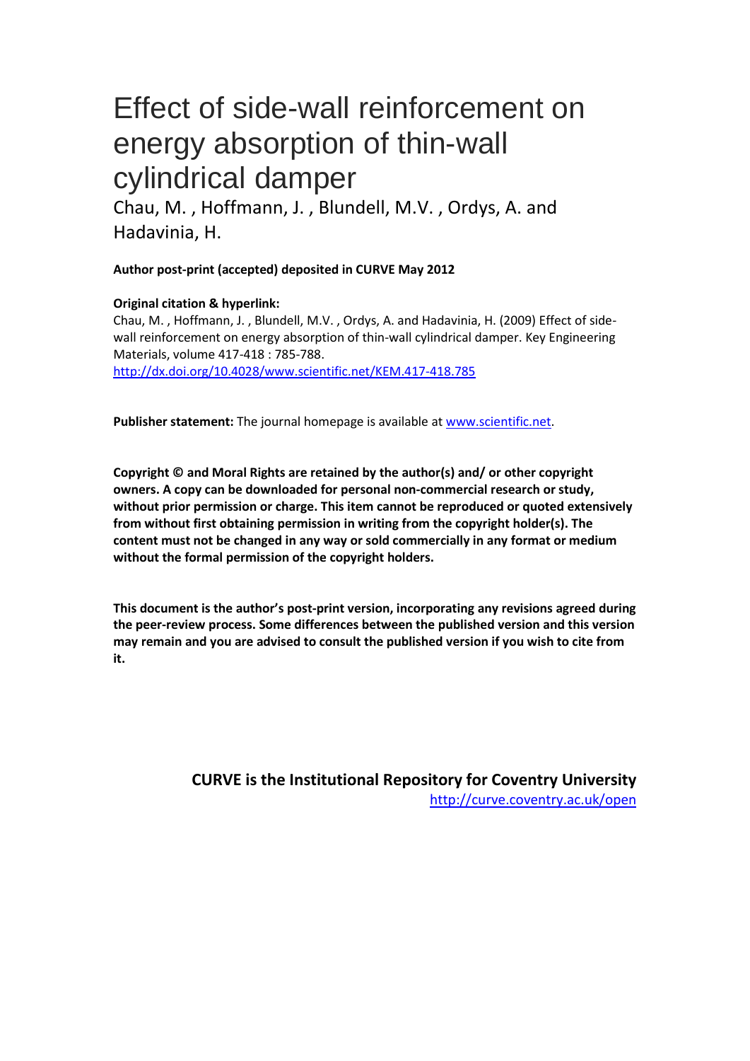# Effect of side-wall reinforcement on energy absorption of thin-wall cylindrical damper

Chau, M. , Hoffmann, J. , Blundell, M.V. , Ordys, A. and Hadavinia, H.

**Author post-print (accepted) deposited in CURVE May 2012**

**Original citation & hyperlink:**

Chau, M. , Hoffmann, J. , Blundell, M.V. , Ordys, A. and Hadavinia, H. (2009) Effect of side-wall reinforcement on energy absorption of thin-wall cylindrical damper. Key Engineering Materials, volume 417-418 : 785-788.

[http://dx.doi.org/10.4028/www.scientific.net/KEM.417-418.785](http://dx.doi.org/10.4028/www.scientific.net/KEM.417-418.785)

**Publisher statement:** The journal homepage is available at [www.scientific.net](http://www.scientific.net).

**Copyright © and Moral Rights are retained by the author(s) and/ or other copyright owners. A copy can be downloaded for personal non-commercial research or study, without prior permission or charge. This item cannot be reproduced or quoted extensively from without first obtaining permission in writing from the copyright holder(s). The content must not be changed in any way or sold commercially in any format or medium without the formal permission of the copyright holders.**

**This document is the author's post-print version, incorporating any revisions agreed during the peer-review process. Some differences between the published version and this version may remain and you are advised to consult the published version if you wish to cite from it.**

**CURVE is the Institutional Repository for Coventry University**

[http://curve.coventry.ac.uk/open](http://curve.coventry.ac.uk/open)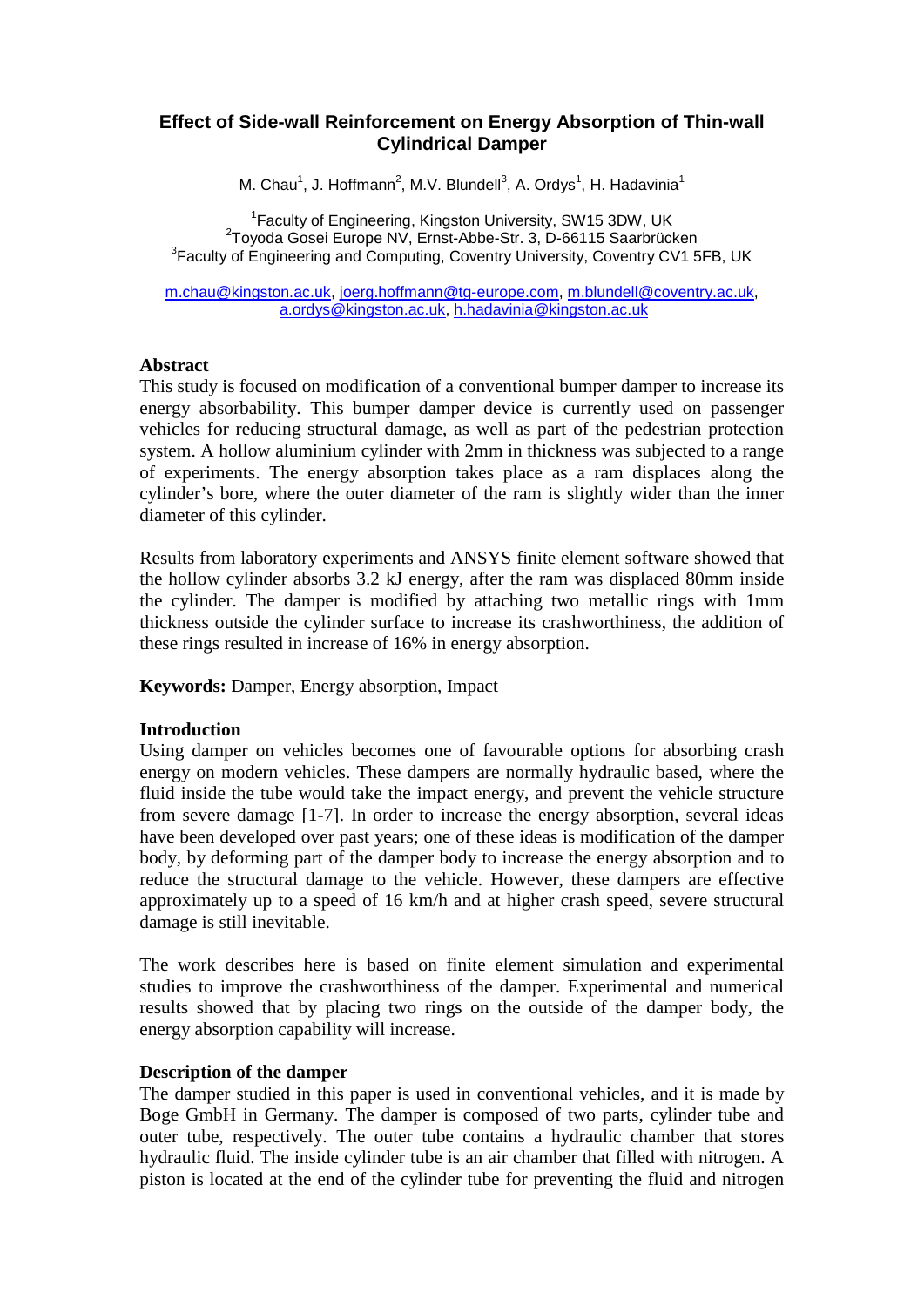# Effect of Side-wall Reinforcement on Energy Absorption of Thin-wall Cylindrical Damper

M. Chau[1], J. Hoffmann[2], M.V. Blundell[3], A. Ordys[1], H. Hadavinia[1]

[1]Faculty of Engineering, Kingston University, SW15 3DW, UK
[2]Toyoda Gosei Europe NV, Ernst-Abbe-Str. 3, D-66115 Saarbrücken
[3]Faculty of Engineering and Computing, Coventry University, Coventry CV1 5FB, UK

m.chau@kingston.ac.uk, joerg.hoffmann@tg-europe.com, m.blundell@coventry.ac.uk, a.ordys@kingston.ac.uk, h.hadavinia@kingston.ac.uk

## Abstract

This study is focused on modification of a conventional bumper damper to increase its energy absorbability. This bumper damper device is currently used on passenger vehicles for reducing structural damage, as well as part of the pedestrian protection system. A hollow aluminium cylinder with 2mm in thickness was subjected to a range of experiments. The energy absorption takes place as a ram displaces along the cylinder's bore, where the outer diameter of the ram is slightly wider than the inner diameter of this cylinder.

Results from laboratory experiments and ANSYS finite element software showed that the hollow cylinder absorbs 3.2 kJ energy, after the ram was displaced 80mm inside the cylinder. The damper is modified by attaching two metallic rings with 1mm thickness outside the cylinder surface to increase its crashworthiness, the addition of these rings resulted in increase of 16% in energy absorption.

**Keywords:** Damper, Energy absorption, Impact

## Introduction

Using damper on vehicles becomes one of favourable options for absorbing crash energy on modern vehicles. These dampers are normally hydraulic based, where the fluid inside the tube would take the impact energy, and prevent the vehicle structure from severe damage [1-7]. In order to increase the energy absorption, several ideas have been developed over past years; one of these ideas is modification of the damper body, by deforming part of the damper body to increase the energy absorption and to reduce the structural damage to the vehicle. However, these dampers are effective approximately up to a speed of 16 km/h and at higher crash speed, severe structural damage is still inevitable.

The work describes here is based on finite element simulation and experimental studies to improve the crashworthiness of the damper. Experimental and numerical results showed that by placing two rings on the outside of the damper body, the energy absorption capability will increase.

## Description of the damper

The damper studied in this paper is used in conventional vehicles, and it is made by Boge GmbH in Germany. The damper is composed of two parts, cylinder tube and outer tube, respectively. The outer tube contains a hydraulic chamber that stores hydraulic fluid. The inside cylinder tube is an air chamber that filled with nitrogen. A piston is located at the end of the cylinder tube for preventing the fluid and nitrogen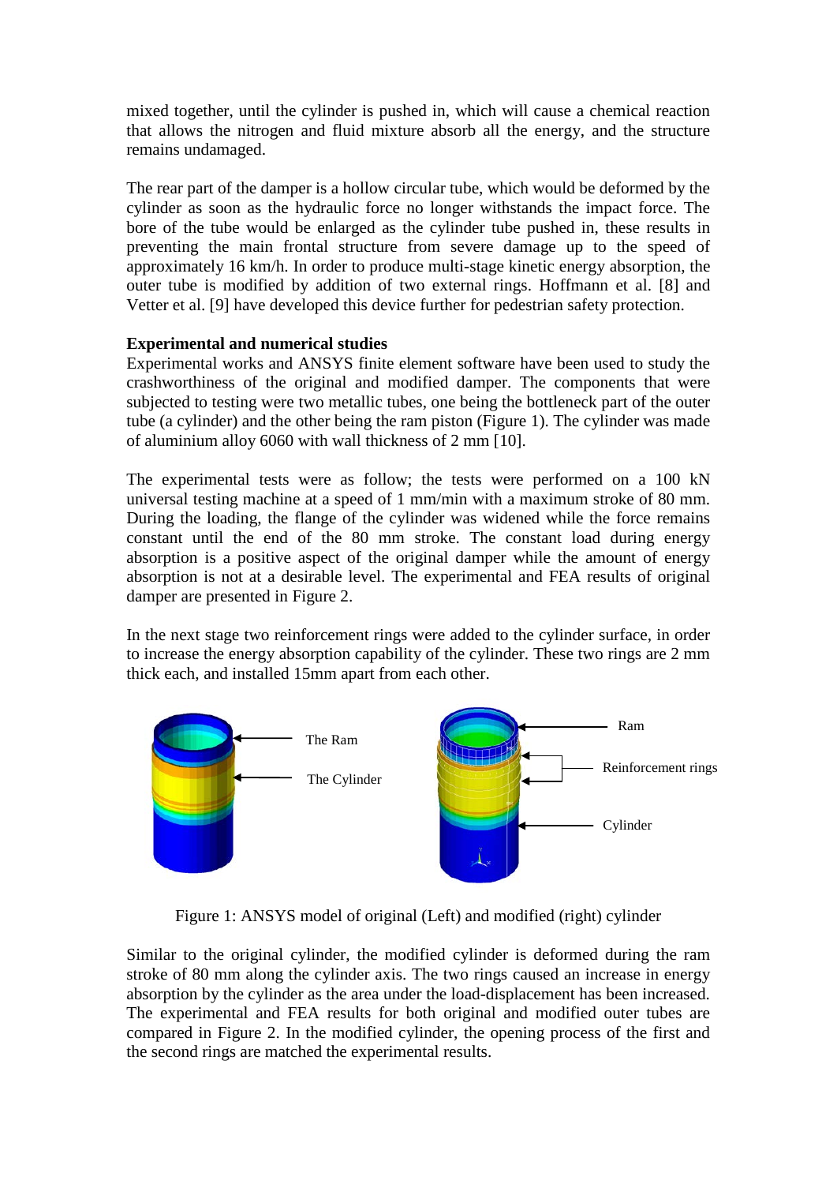mixed together, until the cylinder is pushed in, which will cause a chemical reaction that allows the nitrogen and fluid mixture absorb all the energy, and the structure remains undamaged.

The rear part of the damper is a hollow circular tube, which would be deformed by the cylinder as soon as the hydraulic force no longer withstands the impact force. The bore of the tube would be enlarged as the cylinder tube pushed in, these results in preventing the main frontal structure from severe damage up to the speed of approximately 16 km/h. In order to produce multi-stage kinetic energy absorption, the outer tube is modified by addition of two external rings. Hoffmann et al. [8] and Vetter et al. [9] have developed this device further for pedestrian safety protection.

**Experimental and numerical studies**

Experimental works and ANSYS finite element software have been used to study the crashworthiness of the original and modified damper. The components that were subjected to testing were two metallic tubes, one being the bottleneck part of the outer tube (a cylinder) and the other being the ram piston (Figure 1). The cylinder was made of aluminium alloy 6060 with wall thickness of 2 mm [10].

The experimental tests were as follow; the tests were performed on a 100 kN universal testing machine at a speed of 1 mm/min with a maximum stroke of 80 mm. During the loading, the flange of the cylinder was widened while the force remains constant until the end of the 80 mm stroke. The constant load during energy absorption is a positive aspect of the original damper while the amount of energy absorption is not at a desirable level. The experimental and FEA results of original damper are presented in Figure 2.

In the next stage two reinforcement rings were added to the cylinder surface, in order to increase the energy absorption capability of the cylinder. These two rings are 2 mm thick each, and installed 15mm apart from each other.

Figure 1: ANSYS model of original (Left) and modified (right) cylinder

Similar to the original cylinder, the modified cylinder is deformed during the ram stroke of 80 mm along the cylinder axis. The two rings caused an increase in energy absorption by the cylinder as the area under the load-displacement has been increased. The experimental and FEA results for both original and modified outer tubes are compared in Figure 2. In the modified cylinder, the opening process of the first and the second rings are matched the experimental results.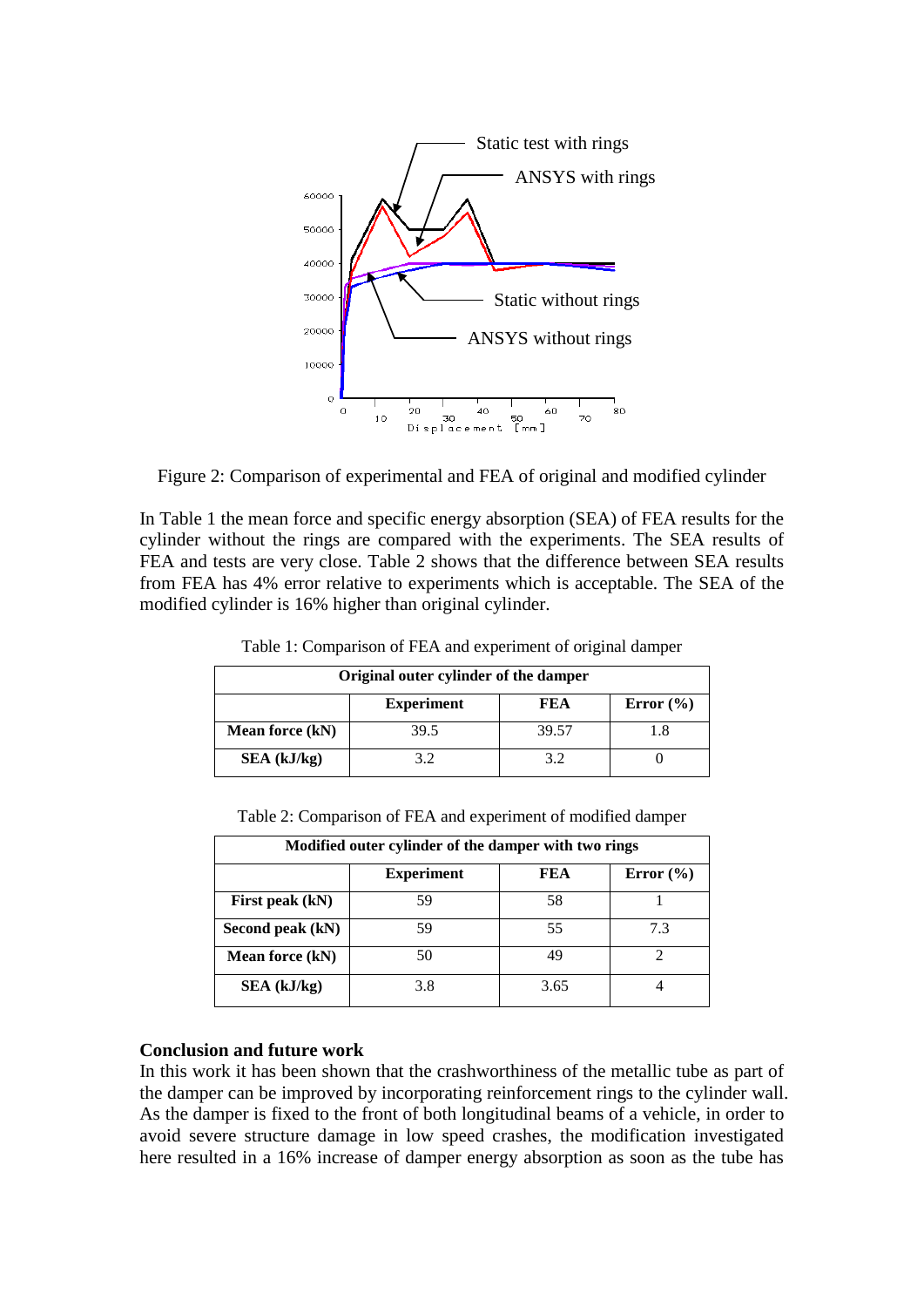Figure 2: Comparison of experimental and FEA of original and modified cylinder

In Table 1 the mean force and specific energy absorption (SEA) of FEA results for the cylinder without the rings are compared with the experiments. The SEA results of FEA and tests are very close. Table 2 shows that the difference between SEA results from FEA has 4% error relative to experiments which is acceptable. The SEA of the modified cylinder is 16% higher than original cylinder.

Table 1: Comparison of FEA and experiment of original damper

| **Original outer cylinder of the damper** | | | |
|---|---|---|---|
| | **Experiment** | **FEA** | **Error (%)** |
| **Mean force (kN)** | 39.5 | 39.57 | 1.8 |
| **SEA (kJ/kg)** | 3.2 | 3.2 | 0 |

Table 2: Comparison of FEA and experiment of modified damper

| **Modified outer cylinder of the damper with two rings** | | | |
|---|---|---|---|
| | **Experiment** | **FEA** | **Error (%)** |
| **First peak (kN)** | 59 | 58 | 1 |
| **Second peak (kN)** | 59 | 55 | 7.3 |
| **Mean force (kN)** | 50 | 49 | 2 |
| **SEA (kJ/kg)** | 3.8 | 3.65 | 4 |

## Conclusion and future work

In this work it has been shown that the crashworthiness of the metallic tube as part of the damper can be improved by incorporating reinforcement rings to the cylinder wall. As the damper is fixed to the front of both longitudinal beams of a vehicle, in order to avoid severe structure damage in low speed crashes, the modification investigated here resulted in a 16% increase of damper energy absorption as soon as the tube has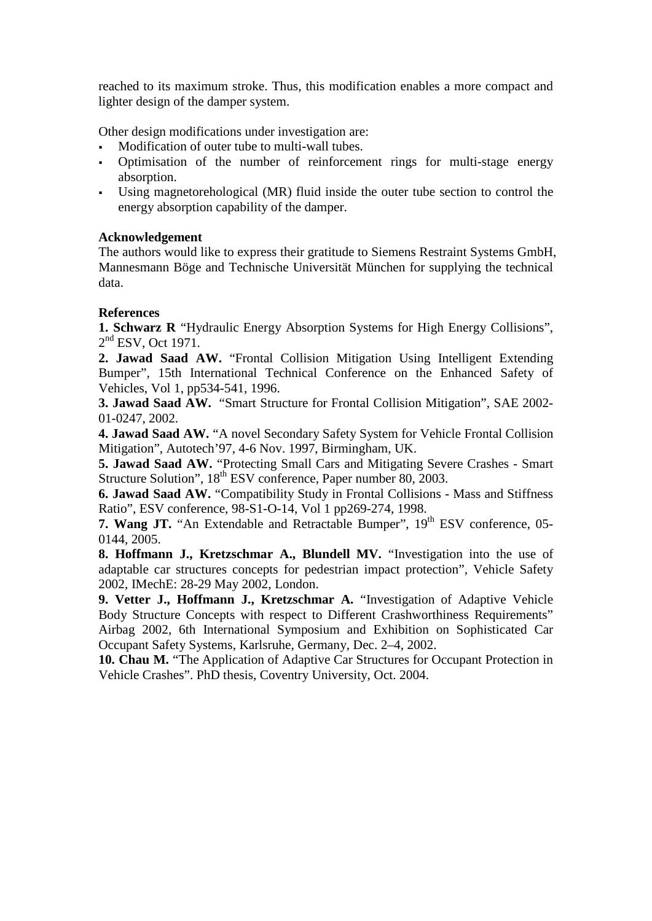reached to its maximum stroke. Thus, this modification enables a more compact and lighter design of the damper system.

Other design modifications under investigation are:

- Modification of outer tube to multi-wall tubes.
- Optimisation of the number of reinforcement rings for multi-stage energy absorption.
- Using magnetorehological (MR) fluid inside the outer tube section to control the energy absorption capability of the damper.

**Acknowledgement**

The authors would like to express their gratitude to Siemens Restraint Systems GmbH, Mannesmann Böge and Technische Universität München for supplying the technical data.

**References**

**1. Schwarz R** "Hydraulic Energy Absorption Systems for High Energy Collisions", 2nd ESV, Oct 1971.

**2. Jawad Saad AW.** "Frontal Collision Mitigation Using Intelligent Extending Bumper", 15th International Technical Conference on the Enhanced Safety of Vehicles, Vol 1, pp534-541, 1996.

**3. Jawad Saad AW.** "Smart Structure for Frontal Collision Mitigation", SAE 2002-01-0247, 2002.

**4. Jawad Saad AW.** "A novel Secondary Safety System for Vehicle Frontal Collision Mitigation", Autotech'97, 4-6 Nov. 1997, Birmingham, UK.

**5. Jawad Saad AW.** "Protecting Small Cars and Mitigating Severe Crashes - Smart Structure Solution", 18th ESV conference, Paper number 80, 2003.

**6. Jawad Saad AW.** "Compatibility Study in Frontal Collisions - Mass and Stiffness Ratio", ESV conference, 98-S1-O-14, Vol 1 pp269-274, 1998.

**7. Wang JT.** "An Extendable and Retractable Bumper", 19th ESV conference, 05-0144, 2005.

**8. Hoffmann J., Kretzschmar A., Blundell MV.** "Investigation into the use of adaptable car structures concepts for pedestrian impact protection", Vehicle Safety 2002, IMechE: 28-29 May 2002, London.

**9. Vetter J., Hoffmann J., Kretzschmar A.** "Investigation of Adaptive Vehicle Body Structure Concepts with respect to Different Crashworthiness Requirements" Airbag 2002, 6th International Symposium and Exhibition on Sophisticated Car Occupant Safety Systems, Karlsruhe, Germany, Dec. 2–4, 2002.

**10. Chau M.** "The Application of Adaptive Car Structures for Occupant Protection in Vehicle Crashes". PhD thesis, Coventry University, Oct. 2004.